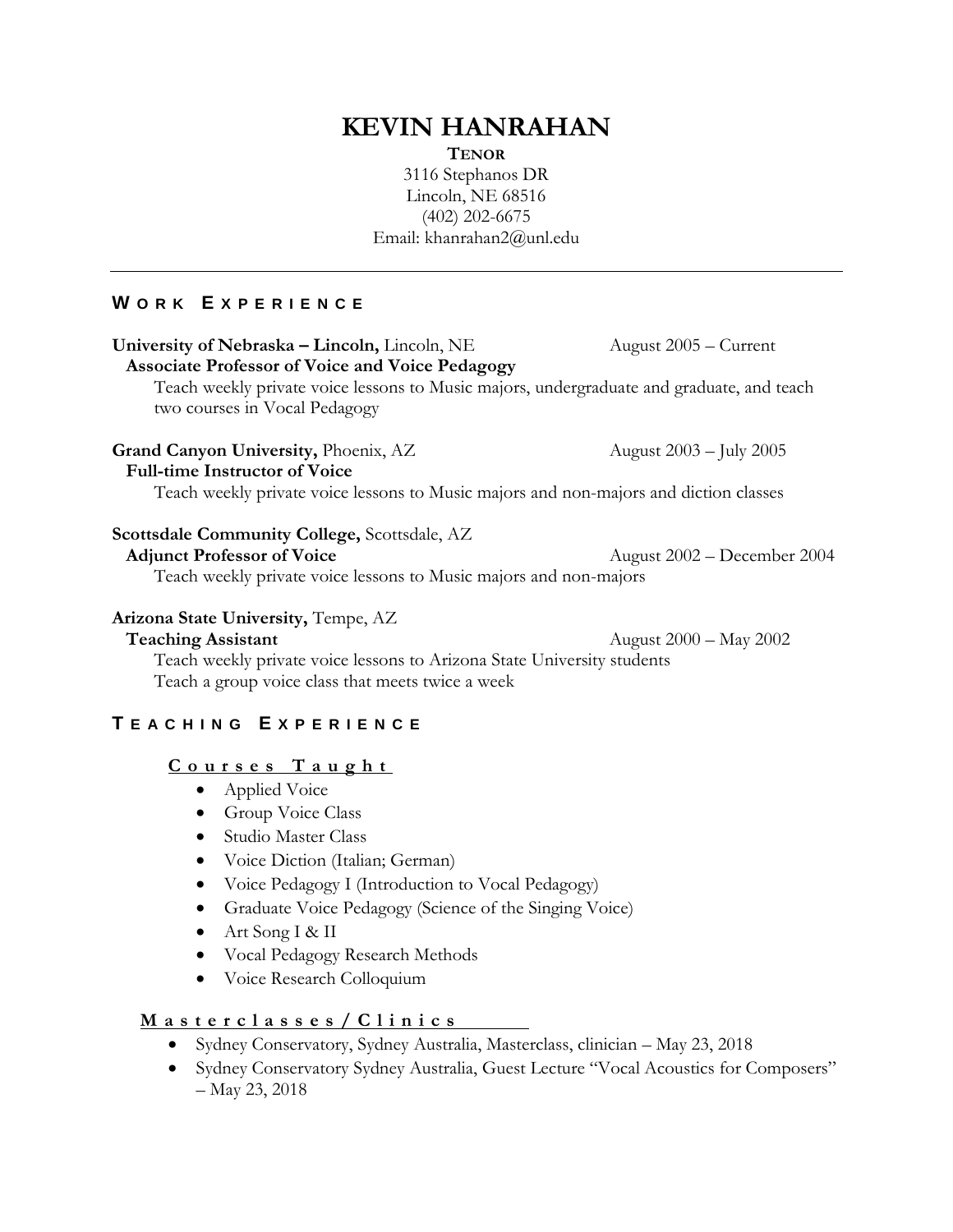# KEVIN HANRAHAN

**TENOR**

3116 Stephanos DR
Lincoln, NE 68516
(402) 202-6675
Email: khanrahan2@unl.edu

---

## WORK EXPERIENCE

**University of Nebraska – Lincoln,** Lincoln, NE — August 2005 – Current
**Associate Professor of Voice and Voice Pedagogy**
Teach weekly private voice lessons to Music majors, undergraduate and graduate, and teach two courses in Vocal Pedagogy

**Grand Canyon University,** Phoenix, AZ — August 2003 – July 2005
**Full-time Instructor of Voice**
Teach weekly private voice lessons to Music majors and non-majors and diction classes

**Scottsdale Community College,** Scottsdale, AZ
**Adjunct Professor of Voice** — August 2002 – December 2004
Teach weekly private voice lessons to Music majors and non-majors

**Arizona State University,** Tempe, AZ
**Teaching Assistant** — August 2000 – May 2002
Teach weekly private voice lessons to Arizona State University students
Teach a group voice class that meets twice a week

## TEACHING EXPERIENCE

### Courses Taught

- Applied Voice
- Group Voice Class
- Studio Master Class
- Voice Diction (Italian; German)
- Voice Pedagogy I (Introduction to Vocal Pedagogy)
- Graduate Voice Pedagogy (Science of the Singing Voice)
- Art Song I & II
- Vocal Pedagogy Research Methods
- Voice Research Colloquium

### Masterclasses / Clinics

- Sydney Conservatory, Sydney Australia, Masterclass, clinician – May 23, 2018
- Sydney Conservatory Sydney Australia, Guest Lecture "Vocal Acoustics for Composers" – May 23, 2018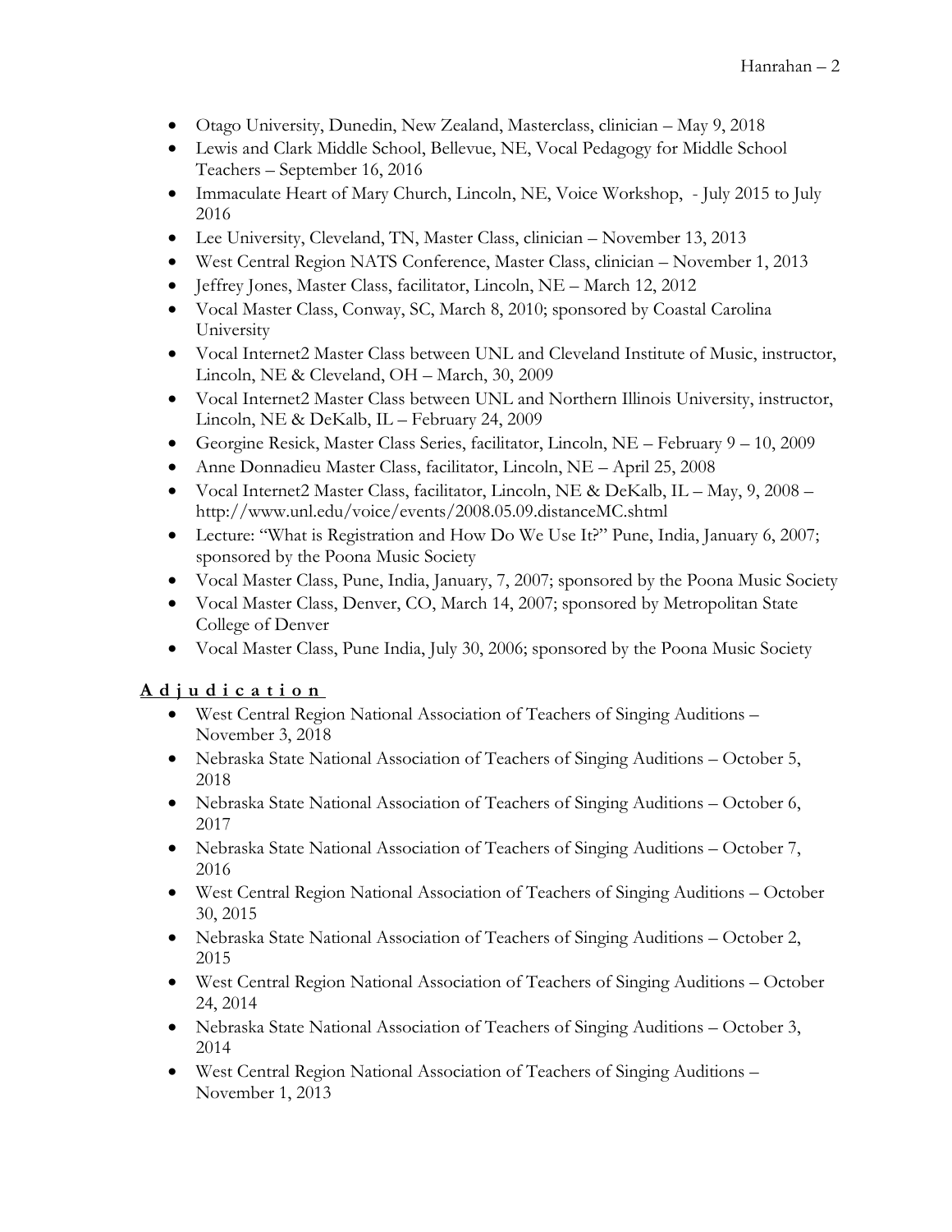- Otago University, Dunedin, New Zealand, Masterclass, clinician – May 9, 2018
- Lewis and Clark Middle School, Bellevue, NE, Vocal Pedagogy for Middle School Teachers – September 16, 2016
- Immaculate Heart of Mary Church, Lincoln, NE, Voice Workshop, - July 2015 to July 2016
- Lee University, Cleveland, TN, Master Class, clinician – November 13, 2013
- West Central Region NATS Conference, Master Class, clinician – November 1, 2013
- Jeffrey Jones, Master Class, facilitator, Lincoln, NE – March 12, 2012
- Vocal Master Class, Conway, SC, March 8, 2010; sponsored by Coastal Carolina University
- Vocal Internet2 Master Class between UNL and Cleveland Institute of Music, instructor, Lincoln, NE & Cleveland, OH – March, 30, 2009
- Vocal Internet2 Master Class between UNL and Northern Illinois University, instructor, Lincoln, NE & DeKalb, IL – February 24, 2009
- Georgine Resick, Master Class Series, facilitator, Lincoln, NE – February 9 – 10, 2009
- Anne Donnadieu Master Class, facilitator, Lincoln, NE – April 25, 2008
- Vocal Internet2 Master Class, facilitator, Lincoln, NE & DeKalb, IL – May, 9, 2008 – http://www.unl.edu/voice/events/2008.05.09.distanceMC.shtml
- Lecture: "What is Registration and How Do We Use It?" Pune, India, January 6, 2007; sponsored by the Poona Music Society
- Vocal Master Class, Pune, India, January, 7, 2007; sponsored by the Poona Music Society
- Vocal Master Class, Denver, CO, March 14, 2007; sponsored by Metropolitan State College of Denver
- Vocal Master Class, Pune India, July 30, 2006; sponsored by the Poona Music Society

## Adjudication

- West Central Region National Association of Teachers of Singing Auditions – November 3, 2018
- Nebraska State National Association of Teachers of Singing Auditions – October 5, 2018
- Nebraska State National Association of Teachers of Singing Auditions – October 6, 2017
- Nebraska State National Association of Teachers of Singing Auditions – October 7, 2016
- West Central Region National Association of Teachers of Singing Auditions – October 30, 2015
- Nebraska State National Association of Teachers of Singing Auditions – October 2, 2015
- West Central Region National Association of Teachers of Singing Auditions – October 24, 2014
- Nebraska State National Association of Teachers of Singing Auditions – October 3, 2014
- West Central Region National Association of Teachers of Singing Auditions – November 1, 2013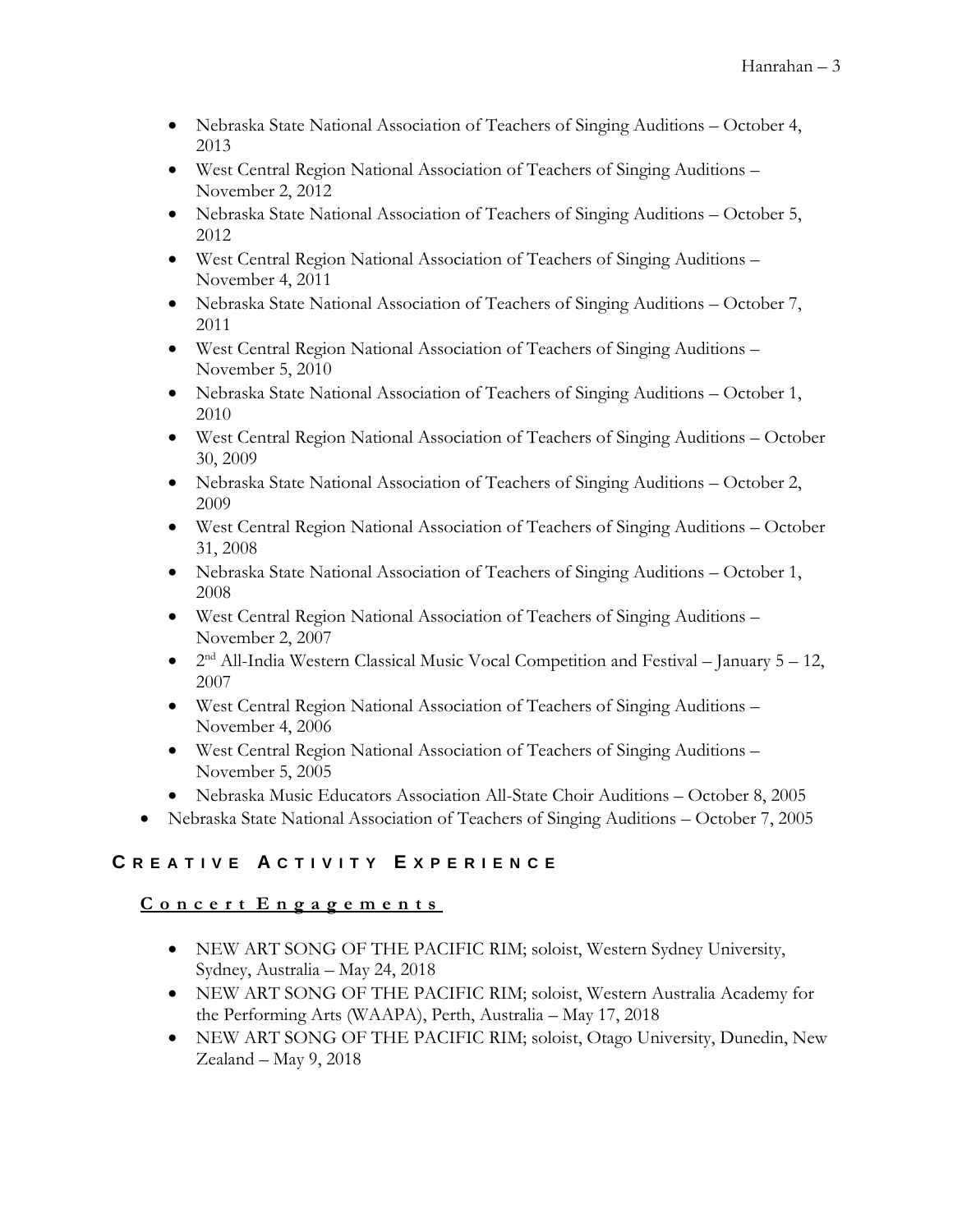- Nebraska State National Association of Teachers of Singing Auditions – October 4, 2013
- West Central Region National Association of Teachers of Singing Auditions – November 2, 2012
- Nebraska State National Association of Teachers of Singing Auditions – October 5, 2012
- West Central Region National Association of Teachers of Singing Auditions – November 4, 2011
- Nebraska State National Association of Teachers of Singing Auditions – October 7, 2011
- West Central Region National Association of Teachers of Singing Auditions – November 5, 2010
- Nebraska State National Association of Teachers of Singing Auditions – October 1, 2010
- West Central Region National Association of Teachers of Singing Auditions – October 30, 2009
- Nebraska State National Association of Teachers of Singing Auditions – October 2, 2009
- West Central Region National Association of Teachers of Singing Auditions – October 31, 2008
- Nebraska State National Association of Teachers of Singing Auditions – October 1, 2008
- West Central Region National Association of Teachers of Singing Auditions – November 2, 2007
- 2nd All-India Western Classical Music Vocal Competition and Festival – January 5 – 12, 2007
- West Central Region National Association of Teachers of Singing Auditions – November 4, 2006
- West Central Region National Association of Teachers of Singing Auditions – November 5, 2005
- Nebraska Music Educators Association All-State Choir Auditions – October 8, 2005
- Nebraska State National Association of Teachers of Singing Auditions – October 7, 2005

## CREATIVE ACTIVITY EXPERIENCE

### Concert Engagements

- NEW ART SONG OF THE PACIFIC RIM; soloist, Western Sydney University, Sydney, Australia – May 24, 2018
- NEW ART SONG OF THE PACIFIC RIM; soloist, Western Australia Academy for the Performing Arts (WAAPA), Perth, Australia – May 17, 2018
- NEW ART SONG OF THE PACIFIC RIM; soloist, Otago University, Dunedin, New Zealand – May 9, 2018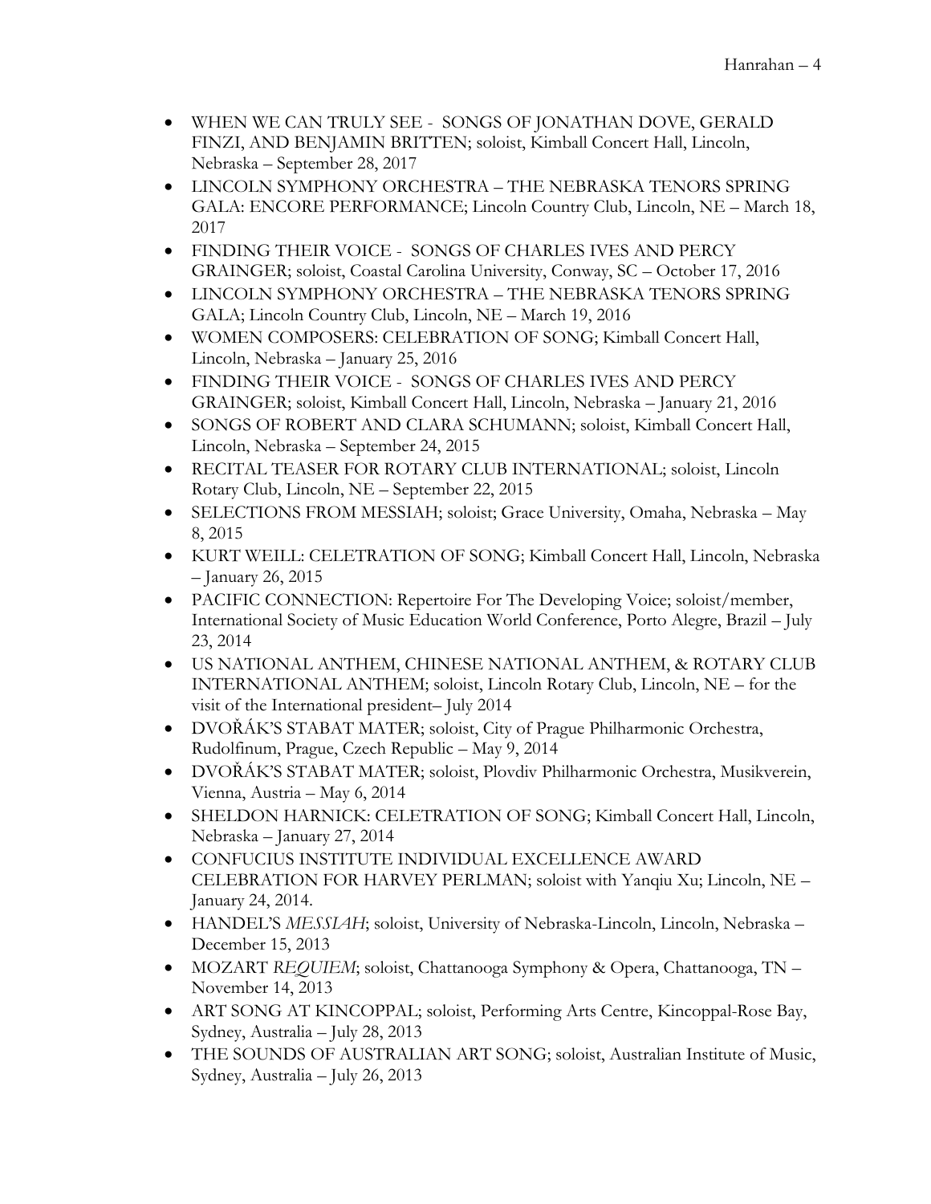- WHEN WE CAN TRULY SEE - SONGS OF JONATHAN DOVE, GERALD FINZI, AND BENJAMIN BRITTEN; soloist, Kimball Concert Hall, Lincoln, Nebraska – September 28, 2017
- LINCOLN SYMPHONY ORCHESTRA – THE NEBRASKA TENORS SPRING GALA: ENCORE PERFORMANCE; Lincoln Country Club, Lincoln, NE – March 18, 2017
- FINDING THEIR VOICE - SONGS OF CHARLES IVES AND PERCY GRAINGER; soloist, Coastal Carolina University, Conway, SC – October 17, 2016
- LINCOLN SYMPHONY ORCHESTRA – THE NEBRASKA TENORS SPRING GALA; Lincoln Country Club, Lincoln, NE – March 19, 2016
- WOMEN COMPOSERS: CELEBRATION OF SONG; Kimball Concert Hall, Lincoln, Nebraska – January 25, 2016
- FINDING THEIR VOICE - SONGS OF CHARLES IVES AND PERCY GRAINGER; soloist, Kimball Concert Hall, Lincoln, Nebraska – January 21, 2016
- SONGS OF ROBERT AND CLARA SCHUMANN; soloist, Kimball Concert Hall, Lincoln, Nebraska – September 24, 2015
- RECITAL TEASER FOR ROTARY CLUB INTERNATIONAL; soloist, Lincoln Rotary Club, Lincoln, NE – September 22, 2015
- SELECTIONS FROM MESSIAH; soloist; Grace University, Omaha, Nebraska – May 8, 2015
- KURT WEILL: CELETRATION OF SONG; Kimball Concert Hall, Lincoln, Nebraska – January 26, 2015
- PACIFIC CONNECTION: Repertoire For The Developing Voice; soloist/member, International Society of Music Education World Conference, Porto Alegre, Brazil – July 23, 2014
- US NATIONAL ANTHEM, CHINESE NATIONAL ANTHEM, & ROTARY CLUB INTERNATIONAL ANTHEM; soloist, Lincoln Rotary Club, Lincoln, NE – for the visit of the International president– July 2014
- DVOŘÁK'S STABAT MATER; soloist, City of Prague Philharmonic Orchestra, Rudolfinum, Prague, Czech Republic – May 9, 2014
- DVOŘÁK'S STABAT MATER; soloist, Plovdiv Philharmonic Orchestra, Musikverein, Vienna, Austria – May 6, 2014
- SHELDON HARNICK: CELETRATION OF SONG; Kimball Concert Hall, Lincoln, Nebraska – January 27, 2014
- CONFUCIUS INSTITUTE INDIVIDUAL EXCELLENCE AWARD CELEBRATION FOR HARVEY PERLMAN; soloist with Yanqiu Xu; Lincoln, NE – January 24, 2014.
- HANDEL'S *MESSIAH*; soloist, University of Nebraska-Lincoln, Lincoln, Nebraska – December 15, 2013
- MOZART *REQUIEM*; soloist, Chattanooga Symphony & Opera, Chattanooga, TN – November 14, 2013
- ART SONG AT KINCOPPAL; soloist, Performing Arts Centre, Kincoppal-Rose Bay, Sydney, Australia – July 28, 2013
- THE SOUNDS OF AUSTRALIAN ART SONG; soloist, Australian Institute of Music, Sydney, Australia – July 26, 2013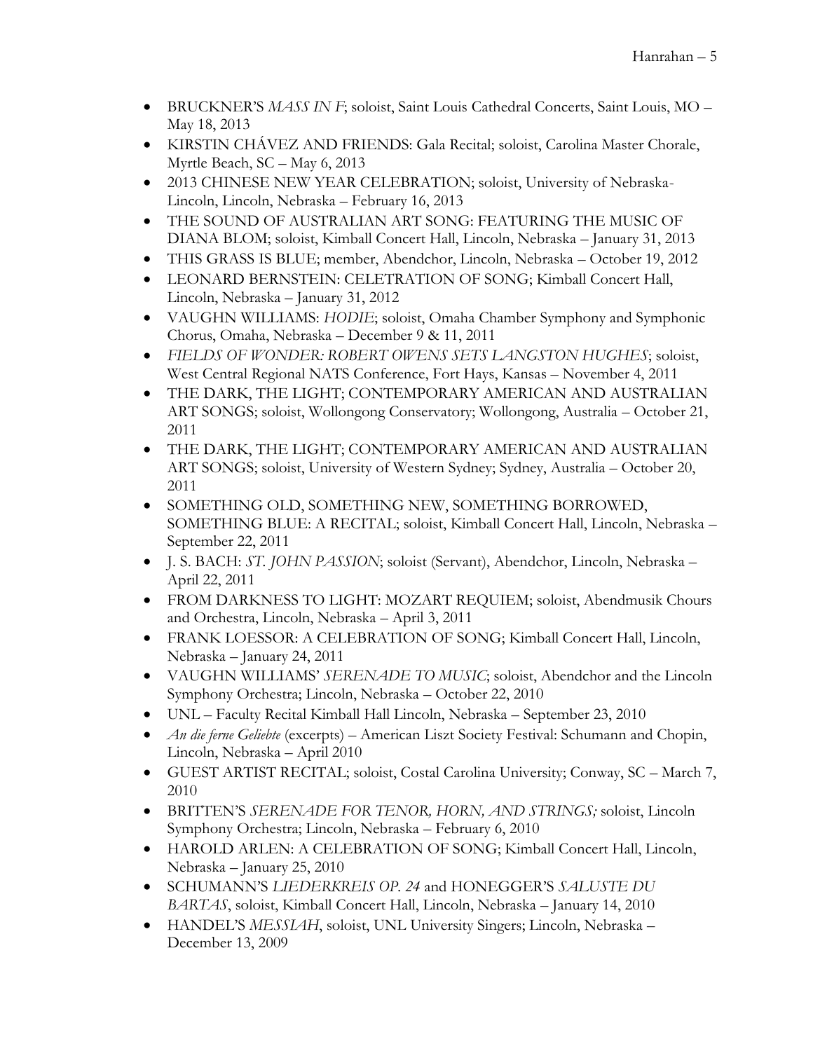- BRUCKNER'S *MASS IN F*; soloist, Saint Louis Cathedral Concerts, Saint Louis, MO – May 18, 2013
- KIRSTIN CHÁVEZ AND FRIENDS: Gala Recital; soloist, Carolina Master Chorale, Myrtle Beach, SC – May 6, 2013
- 2013 CHINESE NEW YEAR CELEBRATION; soloist, University of Nebraska-Lincoln, Lincoln, Nebraska – February 16, 2013
- THE SOUND OF AUSTRALIAN ART SONG: FEATURING THE MUSIC OF DIANA BLOM; soloist, Kimball Concert Hall, Lincoln, Nebraska – January 31, 2013
- THIS GRASS IS BLUE; member, Abendchor, Lincoln, Nebraska – October 19, 2012
- LEONARD BERNSTEIN: CELETRATION OF SONG; Kimball Concert Hall, Lincoln, Nebraska – January 31, 2012
- VAUGHN WILLIAMS: *HODIE*; soloist, Omaha Chamber Symphony and Symphonic Chorus, Omaha, Nebraska – December 9 & 11, 2011
- *FIELDS OF WONDER: ROBERT OWENS SETS LANGSTON HUGHES*; soloist, West Central Regional NATS Conference, Fort Hays, Kansas – November 4, 2011
- THE DARK, THE LIGHT; CONTEMPORARY AMERICAN AND AUSTRALIAN ART SONGS; soloist, Wollongong Conservatory; Wollongong, Australia – October 21, 2011
- THE DARK, THE LIGHT; CONTEMPORARY AMERICAN AND AUSTRALIAN ART SONGS; soloist, University of Western Sydney; Sydney, Australia – October 20, 2011
- SOMETHING OLD, SOMETHING NEW, SOMETHING BORROWED, SOMETHING BLUE: A RECITAL; soloist, Kimball Concert Hall, Lincoln, Nebraska – September 22, 2011
- J. S. BACH: *ST. JOHN PASSION*; soloist (Servant), Abendchor, Lincoln, Nebraska – April 22, 2011
- FROM DARKNESS TO LIGHT: MOZART REQUIEM; soloist, Abendmusik Chours and Orchestra, Lincoln, Nebraska – April 3, 2011
- FRANK LOESSOR: A CELEBRATION OF SONG; Kimball Concert Hall, Lincoln, Nebraska – January 24, 2011
- VAUGHN WILLIAMS' *SERENADE TO MUSIC*; soloist, Abendchor and the Lincoln Symphony Orchestra; Lincoln, Nebraska – October 22, 2010
- UNL – Faculty Recital Kimball Hall Lincoln, Nebraska – September 23, 2010
- *An die ferne Geliebte* (excerpts) – American Liszt Society Festival: Schumann and Chopin, Lincoln, Nebraska – April 2010
- GUEST ARTIST RECITAL; soloist, Costal Carolina University; Conway, SC – March 7, 2010
- BRITTEN'S *SERENADE FOR TENOR, HORN, AND STRINGS;* soloist, Lincoln Symphony Orchestra; Lincoln, Nebraska – February 6, 2010
- HAROLD ARLEN: A CELEBRATION OF SONG; Kimball Concert Hall, Lincoln, Nebraska – January 25, 2010
- SCHUMANN'S *LIEDERKREIS OP. 24* and HONEGGER'S *SALUSTE DU BARTAS*, soloist, Kimball Concert Hall, Lincoln, Nebraska – January 14, 2010
- HANDEL'S *MESSIAH*, soloist, UNL University Singers; Lincoln, Nebraska – December 13, 2009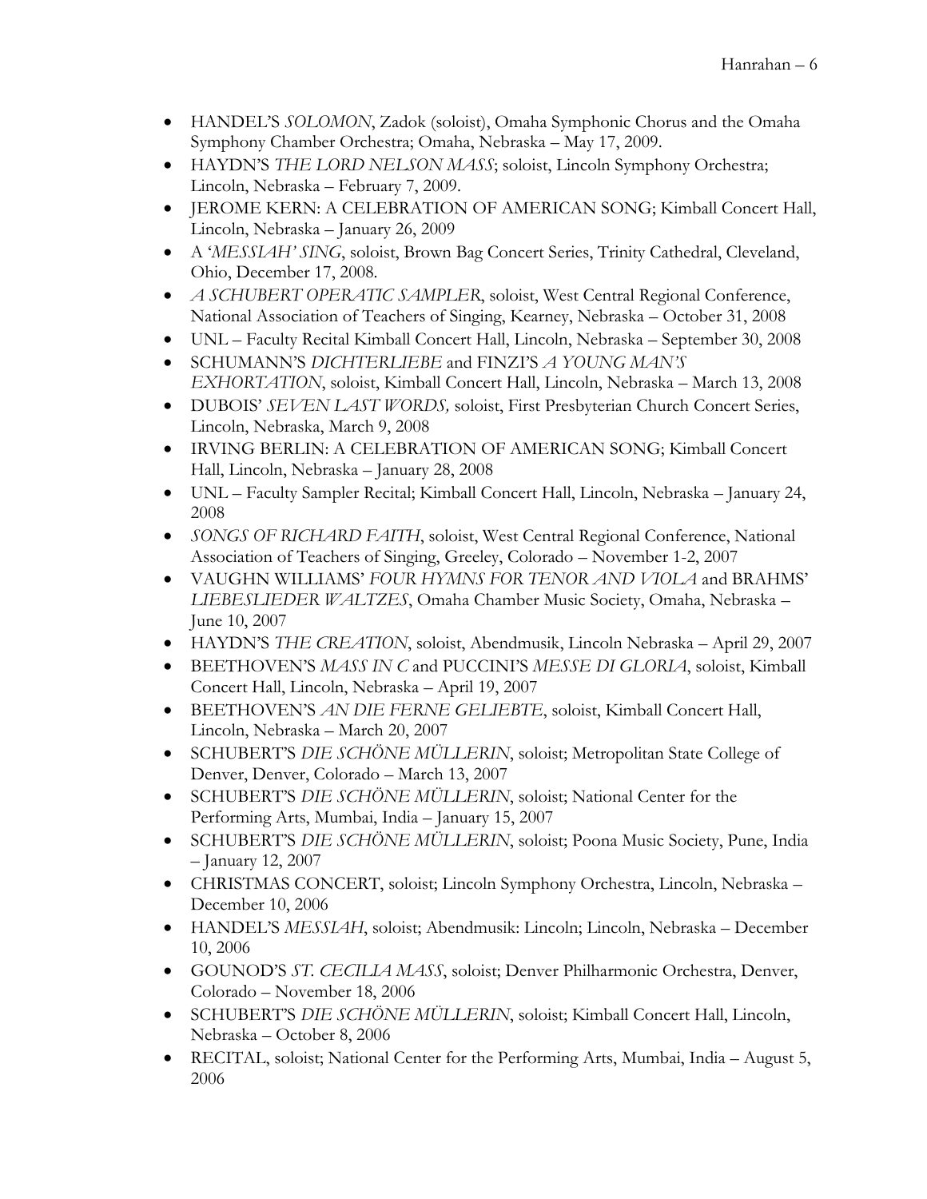- HANDEL'S *SOLOMON*, Zadok (soloist), Omaha Symphonic Chorus and the Omaha Symphony Chamber Orchestra; Omaha, Nebraska – May 17, 2009.
- HAYDN'S *THE LORD NELSON MASS*; soloist, Lincoln Symphony Orchestra; Lincoln, Nebraska – February 7, 2009.
- JEROME KERN: A CELEBRATION OF AMERICAN SONG; Kimball Concert Hall, Lincoln, Nebraska – January 26, 2009
- A '*MESSIAH' SING*, soloist, Brown Bag Concert Series, Trinity Cathedral, Cleveland, Ohio, December 17, 2008.
- *A SCHUBERT OPERATIC SAMPLER*, soloist, West Central Regional Conference, National Association of Teachers of Singing, Kearney, Nebraska – October 31, 2008
- UNL – Faculty Recital Kimball Concert Hall, Lincoln, Nebraska – September 30, 2008
- SCHUMANN'S *DICHTERLIEBE* and FINZI'S *A YOUNG MAN'S EXHORTATION*, soloist, Kimball Concert Hall, Lincoln, Nebraska – March 13, 2008
- DUBOIS' *SEVEN LAST WORDS,* soloist, First Presbyterian Church Concert Series, Lincoln, Nebraska, March 9, 2008
- IRVING BERLIN: A CELEBRATION OF AMERICAN SONG; Kimball Concert Hall, Lincoln, Nebraska – January 28, 2008
- UNL – Faculty Sampler Recital; Kimball Concert Hall, Lincoln, Nebraska – January 24, 2008
- *SONGS OF RICHARD FAITH*, soloist, West Central Regional Conference, National Association of Teachers of Singing, Greeley, Colorado – November 1-2, 2007
- VAUGHN WILLIAMS' *FOUR HYMNS FOR TENOR AND VIOLA* and BRAHMS' *LIEBESLIEDER WALTZES*, Omaha Chamber Music Society, Omaha, Nebraska – June 10, 2007
- HAYDN'S *THE CREATION*, soloist, Abendmusik, Lincoln Nebraska – April 29, 2007
- BEETHOVEN'S *MASS IN C* and PUCCINI'S *MESSE DI GLORIA*, soloist, Kimball Concert Hall, Lincoln, Nebraska – April 19, 2007
- BEETHOVEN'S *AN DIE FERNE GELIEBTE*, soloist, Kimball Concert Hall, Lincoln, Nebraska – March 20, 2007
- SCHUBERT'S *DIE SCHÖNE MÜLLERIN*, soloist; Metropolitan State College of Denver, Denver, Colorado – March 13, 2007
- SCHUBERT'S *DIE SCHÖNE MÜLLERIN*, soloist; National Center for the Performing Arts, Mumbai, India – January 15, 2007
- SCHUBERT'S *DIE SCHÖNE MÜLLERIN*, soloist; Poona Music Society, Pune, India – January 12, 2007
- CHRISTMAS CONCERT, soloist; Lincoln Symphony Orchestra, Lincoln, Nebraska – December 10, 2006
- HANDEL'S *MESSIAH*, soloist; Abendmusik: Lincoln; Lincoln, Nebraska – December 10, 2006
- GOUNOD'S *ST. CECILIA MASS*, soloist; Denver Philharmonic Orchestra, Denver, Colorado – November 18, 2006
- SCHUBERT'S *DIE SCHÖNE MÜLLERIN*, soloist; Kimball Concert Hall, Lincoln, Nebraska – October 8, 2006
- RECITAL, soloist; National Center for the Performing Arts, Mumbai, India – August 5, 2006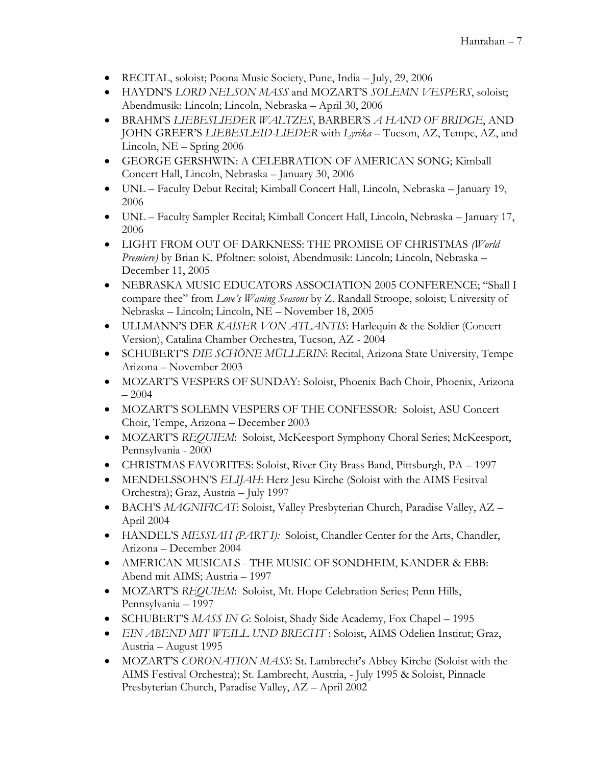- RECITAL, soloist; Poona Music Society, Pune, India – July, 29, 2006
- HAYDN'S *LORD NELSON MASS* and MOZART'S *SOLEMN VESPERS*, soloist; Abendmusik: Lincoln; Lincoln, Nebraska – April 30, 2006
- BRAHM'S *LIEBESLIEDER WALTZES*, BARBER'S *A HAND OF BRIDGE*, AND JOHN GREER'S *LIEBESLEID-LIEDER* with *Lyrika* – Tucson, AZ, Tempe, AZ, and Lincoln, NE – Spring 2006
- GEORGE GERSHWIN: A CELEBRATION OF AMERICAN SONG; Kimball Concert Hall, Lincoln, Nebraska – January 30, 2006
- UNL – Faculty Debut Recital; Kimball Concert Hall, Lincoln, Nebraska – January 19, 2006
- UNL – Faculty Sampler Recital; Kimball Concert Hall, Lincoln, Nebraska – January 17, 2006
- LIGHT FROM OUT OF DARKNESS: THE PROMISE OF CHRISTMAS *(World Premiere)* by Brian K. Pfoltner: soloist, Abendmusik: Lincoln; Lincoln, Nebraska – December 11, 2005
- NEBRASKA MUSIC EDUCATORS ASSOCIATION 2005 CONFERENCE; "Shall I compare thee" from *Love's Waning Seasons* by Z. Randall Stroope, soloist; University of Nebraska – Lincoln; Lincoln, NE – November 18, 2005
- ULLMANN'S DER *KAISER VON ATLANTIS*: Harlequin & the Soldier (Concert Version), Catalina Chamber Orchestra, Tucson, AZ - 2004
- SCHUBERT'S *DIE SCHÖNE MÜLLERIN*: Recital, Arizona State University, Tempe Arizona – November 2003
- MOZART'S VESPERS OF SUNDAY: Soloist, Phoenix Bach Choir, Phoenix, Arizona – 2004
- MOZART'S SOLEMN VESPERS OF THE CONFESSOR: Soloist, ASU Concert Choir, Tempe, Arizona – December 2003
- MOZART'S *REQUIEM*: Soloist, McKeesport Symphony Choral Series; McKeesport, Pennsylvania - 2000
- CHRISTMAS FAVORITES: Soloist, River City Brass Band, Pittsburgh, PA – 1997
- MENDELSSOHN'S *ELIJAH*: Herz Jesu Kirche (Soloist with the AIMS Fesitval Orchestra); Graz, Austria – July 1997
- BACH'S *MAGNIFICAT*: Soloist, Valley Presbyterian Church, Paradise Valley, AZ – April 2004
- HANDEL'S *MESSIAH (PART I):* Soloist, Chandler Center for the Arts, Chandler, Arizona – December 2004
- AMERICAN MUSICALS - THE MUSIC OF SONDHEIM, KANDER & EBB: Abend mit AIMS; Austria – 1997
- MOZART'S *REQUIEM*: Soloist, Mt. Hope Celebration Series; Penn Hills, Pennsylvania – 1997
- SCHUBERT'S *MASS IN G*: Soloist, Shady Side Academy, Fox Chapel – 1995
- *EIN ABEND MIT WEILL UND BRECHT* : Soloist, AIMS Odelien Institut; Graz, Austria – August 1995
- MOZART'S *CORONATION MASS*: St. Lambrecht's Abbey Kirche (Soloist with the AIMS Festival Orchestra); St. Lambrecht, Austria, - July 1995 & Soloist, Pinnacle Presbyterian Church, Paradise Valley, AZ – April 2002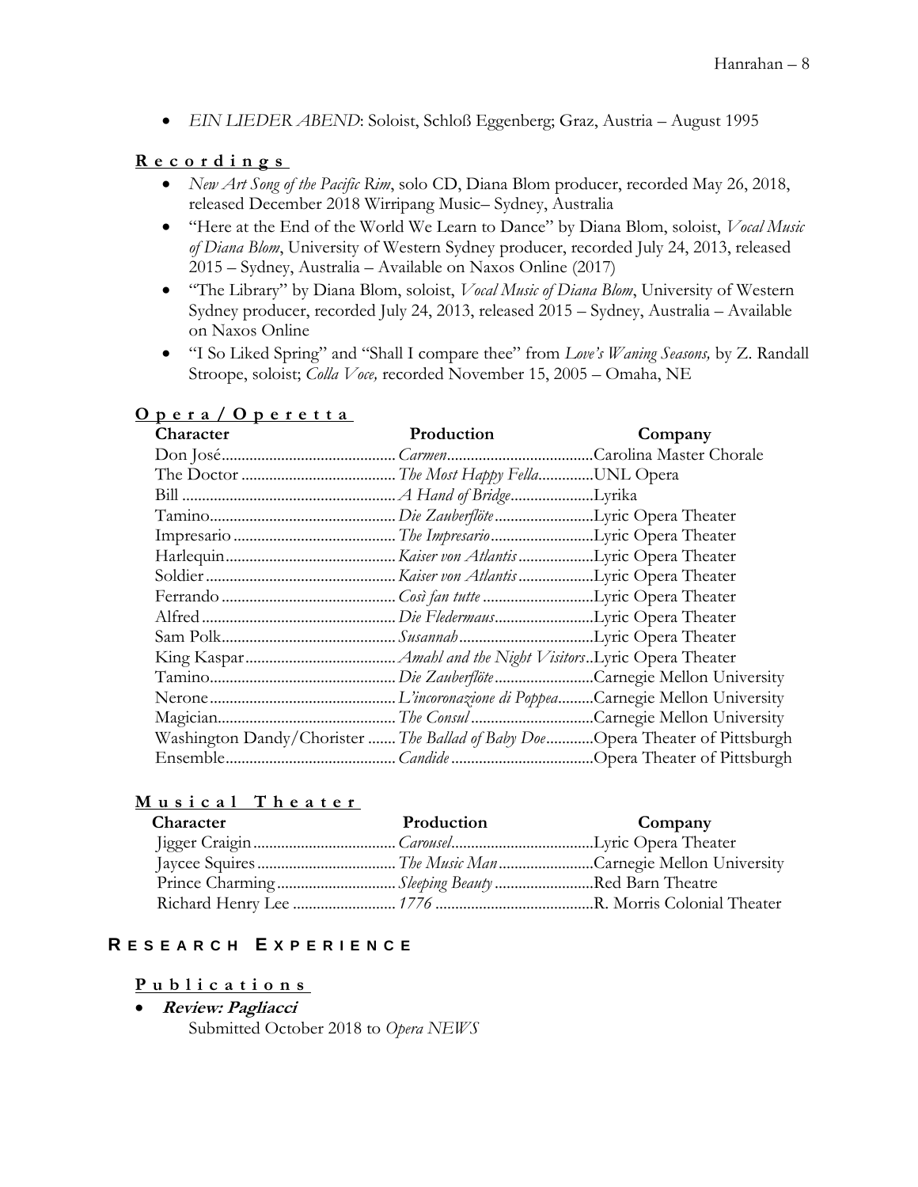- *EIN LIEDER ABEND*: Soloist, Schloß Eggenberg; Graz, Austria – August 1995

### Recordings

- *New Art Song of the Pacific Rim*, solo CD, Diana Blom producer, recorded May 26, 2018, released December 2018 Wirripang Music– Sydney, Australia
- "Here at the End of the World We Learn to Dance" by Diana Blom, soloist, *Vocal Music of Diana Blom*, University of Western Sydney producer, recorded July 24, 2013, released 2015 – Sydney, Australia – Available on Naxos Online (2017)
- "The Library" by Diana Blom, soloist, *Vocal Music of Diana Blom*, University of Western Sydney producer, recorded July 24, 2013, released 2015 – Sydney, Australia – Available on Naxos Online
- "I So Liked Spring" and "Shall I compare thee" from *Love's Waning Seasons,* by Z. Randall Stroope, soloist; *Colla Voce,* recorded November 15, 2005 – Omaha, NE

### Opera / Operetta

| Character | Production | Company |
|---|---|---|
| Don José | *Carmen* | Carolina Master Chorale |
| The Doctor | *The Most Happy Fella* | UNL Opera |
| Bill | *A Hand of Bridge* | Lyrika |
| Tamino | *Die Zauberflöte* | Lyric Opera Theater |
| Impresario | *The Impresario* | Lyric Opera Theater |
| Harlequin | *Kaiser von Atlantis* | Lyric Opera Theater |
| Soldier | *Kaiser von Atlantis* | Lyric Opera Theater |
| Ferrando | *Così fan tutte* | Lyric Opera Theater |
| Alfred | *Die Fledermaus* | Lyric Opera Theater |
| Sam Polk | *Susannah* | Lyric Opera Theater |
| King Kaspar | *Amahl and the Night Visitors* | Lyric Opera Theater |
| Tamino | *Die Zauberflöte* | Carnegie Mellon University |
| Nerone | *L'incoronazione di Poppea* | Carnegie Mellon University |
| Magician | *The Consul* | Carnegie Mellon University |
| Washington Dandy/Chorister | *The Ballad of Baby Doe* | Opera Theater of Pittsburgh |
| Ensemble | *Candide* | Opera Theater of Pittsburgh |

### Musical Theater

| Character | Production | Company |
|---|---|---|
| Jigger Craigin | *Carousel* | Lyric Opera Theater |
| Jaycee Squires | *The Music Man* | Carnegie Mellon University |
| Prince Charming | *Sleeping Beauty* | Red Barn Theatre |
| Richard Henry Lee | *1776* | R. Morris Colonial Theater |

## RESEARCH EXPERIENCE

### Publications

- ***Review: Pagliacci***
  Submitted October 2018 to *Opera NEWS*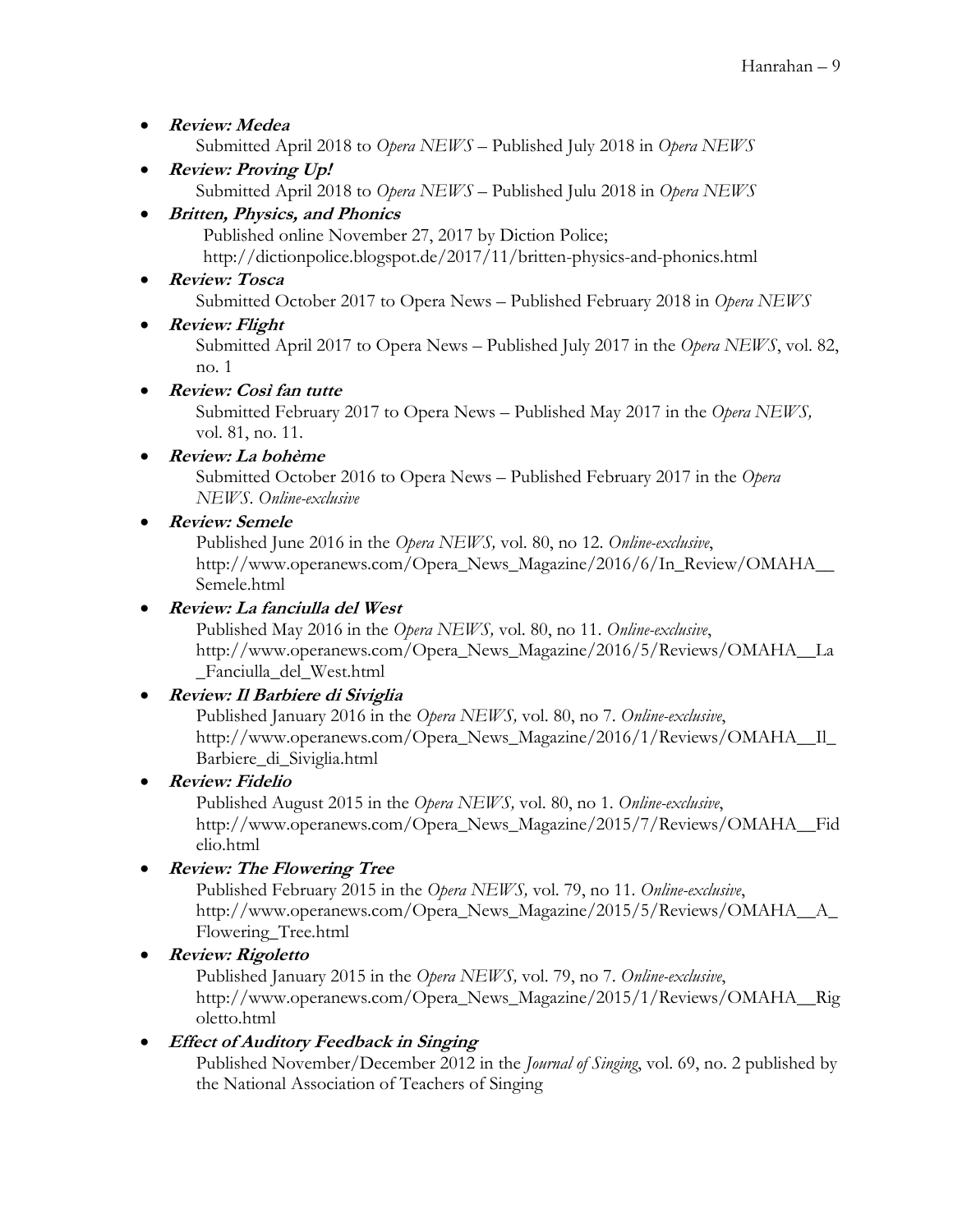- ***Review: Medea***
  Submitted April 2018 to *Opera NEWS* – Published July 2018 in *Opera NEWS*
- ***Review: Proving Up!***
  Submitted April 2018 to *Opera NEWS* – Published Julu 2018 in *Opera NEWS*
- ***Britten, Physics, and Phonics***
  Published online November 27, 2017 by Diction Police;
  http://dictionpolice.blogspot.de/2017/11/britten-physics-and-phonics.html
- ***Review: Tosca***
  Submitted October 2017 to Opera News – Published February 2018 in *Opera NEWS*
- ***Review: Flight***
  Submitted April 2017 to Opera News – Published July 2017 in the *Opera NEWS*, vol. 82, no. 1
- ***Review: Così fan tutte***
  Submitted February 2017 to Opera News – Published May 2017 in the *Opera NEWS,* vol. 81, no. 11.
- ***Review: La bohème***
  Submitted October 2016 to Opera News – Published February 2017 in the *Opera NEWS*. *Online-exclusive*
- ***Review: Semele***
  Published June 2016 in the *Opera NEWS,* vol. 80, no 12. *Online-exclusive*, http://www.operanews.com/Opera_News_Magazine/2016/6/In_Review/OMAHA__Semele.html
- ***Review: La fanciulla del West***
  Published May 2016 in the *Opera NEWS,* vol. 80, no 11. *Online-exclusive*, http://www.operanews.com/Opera_News_Magazine/2016/5/Reviews/OMAHA__La_Fanciulla_del_West.html
- ***Review: Il Barbiere di Siviglia***
  Published January 2016 in the *Opera NEWS,* vol. 80, no 7. *Online-exclusive*, http://www.operanews.com/Opera_News_Magazine/2016/1/Reviews/OMAHA__Il_Barbiere_di_Siviglia.html
- ***Review: Fidelio***
  Published August 2015 in the *Opera NEWS,* vol. 80, no 1. *Online-exclusive*, http://www.operanews.com/Opera_News_Magazine/2015/7/Reviews/OMAHA__Fidelio.html
- ***Review: The Flowering Tree***
  Published February 2015 in the *Opera NEWS,* vol. 79, no 11. *Online-exclusive*, http://www.operanews.com/Opera_News_Magazine/2015/5/Reviews/OMAHA__A_Flowering_Tree.html
- ***Review: Rigoletto***
  Published January 2015 in the *Opera NEWS,* vol. 79, no 7. *Online-exclusive*, http://www.operanews.com/Opera_News_Magazine/2015/1/Reviews/OMAHA__Rigoletto.html
- ***Effect of Auditory Feedback in Singing***
  Published November/December 2012 in the *Journal of Singing*, vol. 69, no. 2 published by the National Association of Teachers of Singing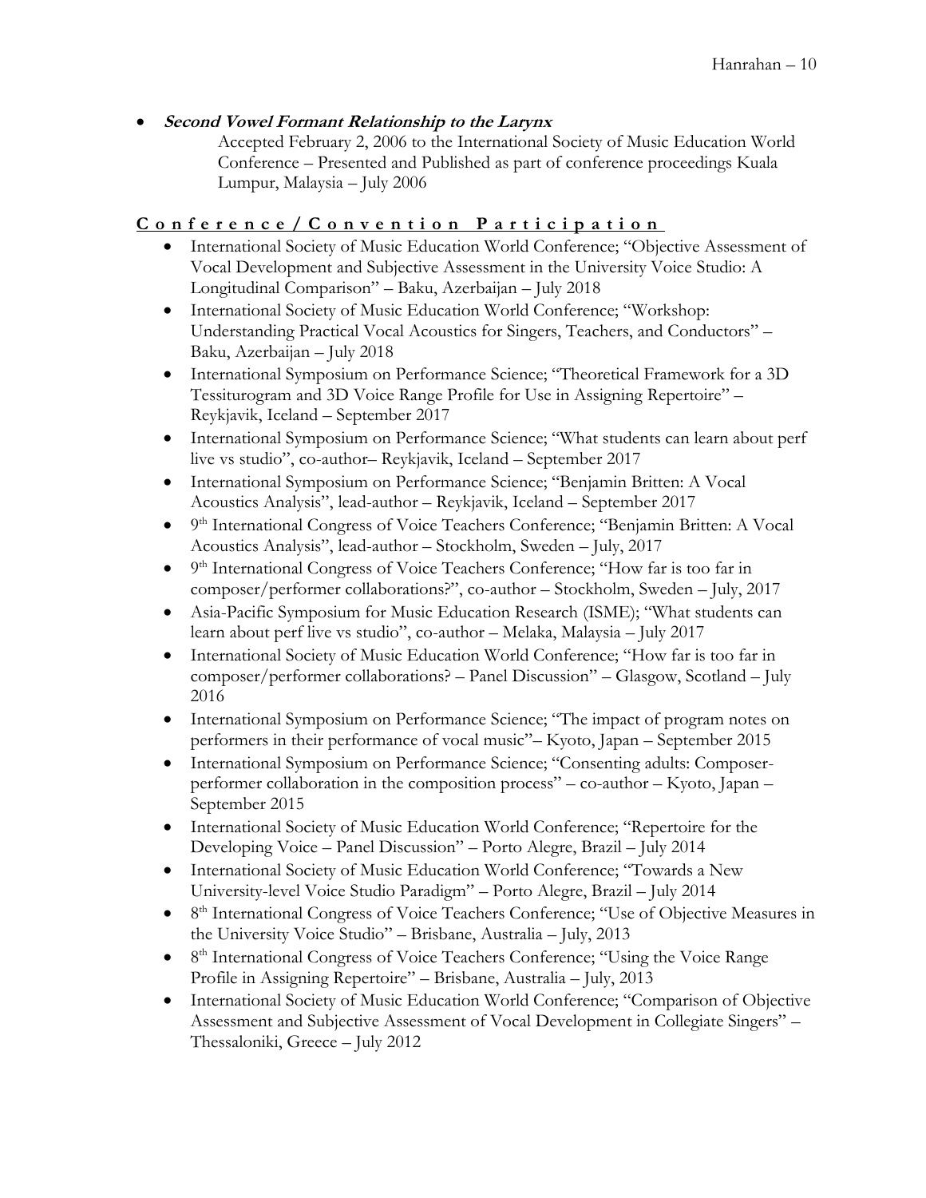- ***Second Vowel Formant Relationship to the Larynx***

  Accepted February 2, 2006 to the International Society of Music Education World Conference – Presented and Published as part of conference proceedings Kuala Lumpur, Malaysia – July 2006

## Conference / Convention Participation

- International Society of Music Education World Conference; "Objective Assessment of Vocal Development and Subjective Assessment in the University Voice Studio: A Longitudinal Comparison" – Baku, Azerbaijan – July 2018
- International Society of Music Education World Conference; "Workshop: Understanding Practical Vocal Acoustics for Singers, Teachers, and Conductors" – Baku, Azerbaijan – July 2018
- International Symposium on Performance Science; "Theoretical Framework for a 3D Tessiturogram and 3D Voice Range Profile for Use in Assigning Repertoire" – Reykjavik, Iceland – September 2017
- International Symposium on Performance Science; "What students can learn about perf live vs studio", co-author– Reykjavik, Iceland – September 2017
- International Symposium on Performance Science; "Benjamin Britten: A Vocal Acoustics Analysis", lead-author – Reykjavik, Iceland – September 2017
- 9th International Congress of Voice Teachers Conference; "Benjamin Britten: A Vocal Acoustics Analysis", lead-author – Stockholm, Sweden – July, 2017
- 9th International Congress of Voice Teachers Conference; "How far is too far in composer/performer collaborations?", co-author – Stockholm, Sweden – July, 2017
- Asia-Pacific Symposium for Music Education Research (ISME); "What students can learn about perf live vs studio", co-author – Melaka, Malaysia – July 2017
- International Society of Music Education World Conference; "How far is too far in composer/performer collaborations? – Panel Discussion" – Glasgow, Scotland – July 2016
- International Symposium on Performance Science; "The impact of program notes on performers in their performance of vocal music"– Kyoto, Japan – September 2015
- International Symposium on Performance Science; "Consenting adults: Composer-performer collaboration in the composition process" – co-author – Kyoto, Japan – September 2015
- International Society of Music Education World Conference; "Repertoire for the Developing Voice – Panel Discussion" – Porto Alegre, Brazil – July 2014
- International Society of Music Education World Conference; "Towards a New University-level Voice Studio Paradigm" – Porto Alegre, Brazil – July 2014
- 8th International Congress of Voice Teachers Conference; "Use of Objective Measures in the University Voice Studio" – Brisbane, Australia – July, 2013
- 8th International Congress of Voice Teachers Conference; "Using the Voice Range Profile in Assigning Repertoire" – Brisbane, Australia – July, 2013
- International Society of Music Education World Conference; "Comparison of Objective Assessment and Subjective Assessment of Vocal Development in Collegiate Singers" – Thessaloniki, Greece – July 2012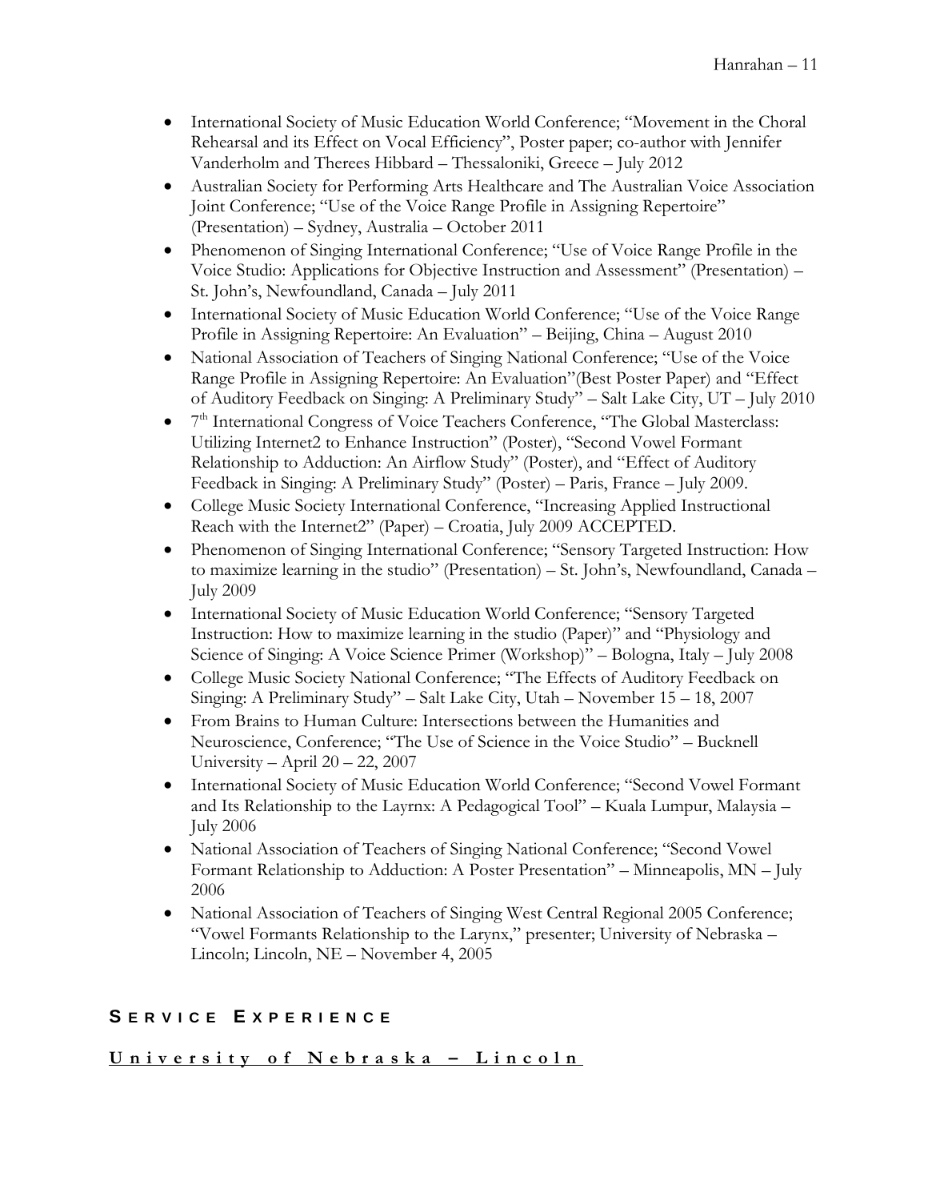- International Society of Music Education World Conference; "Movement in the Choral Rehearsal and its Effect on Vocal Efficiency", Poster paper; co-author with Jennifer Vanderholm and Therees Hibbard – Thessaloniki, Greece – July 2012
- Australian Society for Performing Arts Healthcare and The Australian Voice Association Joint Conference; "Use of the Voice Range Profile in Assigning Repertoire" (Presentation) – Sydney, Australia – October 2011
- Phenomenon of Singing International Conference; "Use of Voice Range Profile in the Voice Studio: Applications for Objective Instruction and Assessment" (Presentation) – St. John's, Newfoundland, Canada – July 2011
- International Society of Music Education World Conference; "Use of the Voice Range Profile in Assigning Repertoire: An Evaluation" – Beijing, China – August 2010
- National Association of Teachers of Singing National Conference; "Use of the Voice Range Profile in Assigning Repertoire: An Evaluation"(Best Poster Paper) and "Effect of Auditory Feedback on Singing: A Preliminary Study" – Salt Lake City, UT – July 2010
- 7th International Congress of Voice Teachers Conference, "The Global Masterclass: Utilizing Internet2 to Enhance Instruction" (Poster), "Second Vowel Formant Relationship to Adduction: An Airflow Study" (Poster), and "Effect of Auditory Feedback in Singing: A Preliminary Study" (Poster) – Paris, France – July 2009.
- College Music Society International Conference, "Increasing Applied Instructional Reach with the Internet2" (Paper) – Croatia, July 2009 ACCEPTED.
- Phenomenon of Singing International Conference; "Sensory Targeted Instruction: How to maximize learning in the studio" (Presentation) – St. John's, Newfoundland, Canada – July 2009
- International Society of Music Education World Conference; "Sensory Targeted Instruction: How to maximize learning in the studio (Paper)" and "Physiology and Science of Singing: A Voice Science Primer (Workshop)" – Bologna, Italy – July 2008
- College Music Society National Conference; "The Effects of Auditory Feedback on Singing: A Preliminary Study" – Salt Lake City, Utah – November 15 – 18, 2007
- From Brains to Human Culture: Intersections between the Humanities and Neuroscience, Conference; "The Use of Science in the Voice Studio" – Bucknell University – April 20 – 22, 2007
- International Society of Music Education World Conference; "Second Vowel Formant and Its Relationship to the Layrnx: A Pedagogical Tool" – Kuala Lumpur, Malaysia – July 2006
- National Association of Teachers of Singing National Conference; "Second Vowel Formant Relationship to Adduction: A Poster Presentation" – Minneapolis, MN – July 2006
- National Association of Teachers of Singing West Central Regional 2005 Conference; "Vowel Formants Relationship to the Larynx," presenter; University of Nebraska – Lincoln; Lincoln, NE – November 4, 2005

## SERVICE EXPERIENCE

### University of Nebraska – Lincoln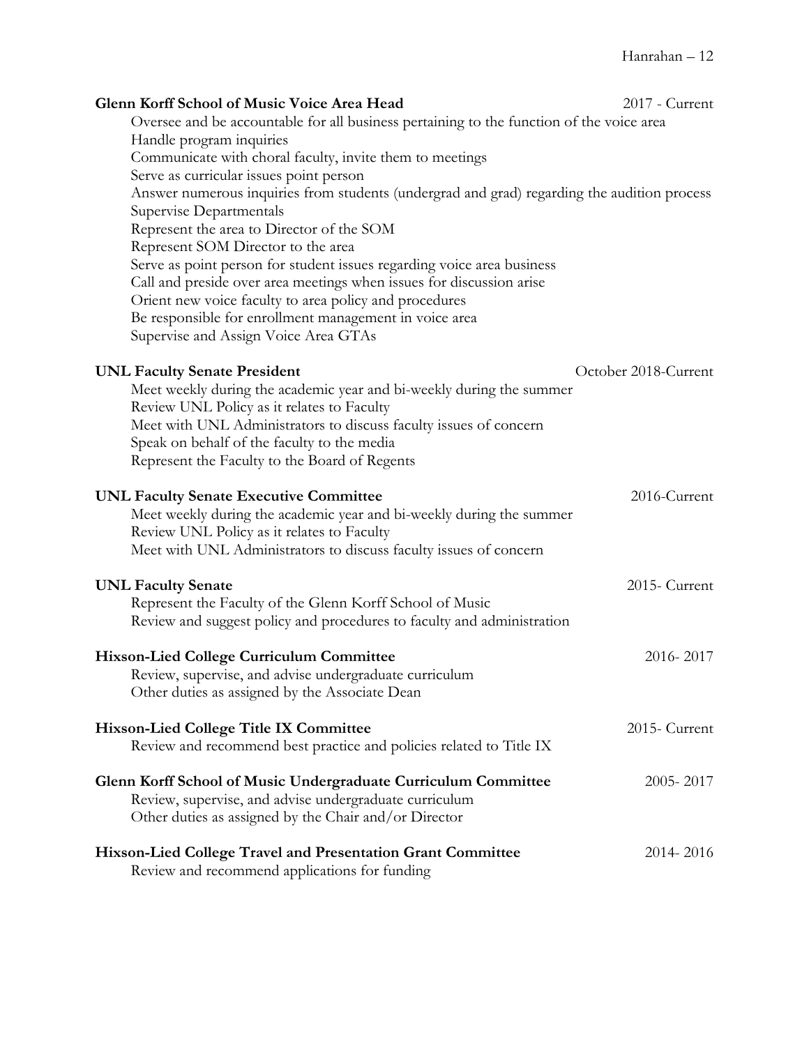**Glenn Korff School of Music Voice Area Head** 2017 - Current

Oversee and be accountable for all business pertaining to the function of the voice area
Handle program inquiries
Communicate with choral faculty, invite them to meetings
Serve as curricular issues point person
Answer numerous inquiries from students (undergrad and grad) regarding the audition process
Supervise Departmentals
Represent the area to Director of the SOM
Represent SOM Director to the area
Serve as point person for student issues regarding voice area business
Call and preside over area meetings when issues for discussion arise
Orient new voice faculty to area policy and procedures
Be responsible for enrollment management in voice area
Supervise and Assign Voice Area GTAs

**UNL Faculty Senate President** October 2018-Current

Meet weekly during the academic year and bi-weekly during the summer
Review UNL Policy as it relates to Faculty
Meet with UNL Administrators to discuss faculty issues of concern
Speak on behalf of the faculty to the media
Represent the Faculty to the Board of Regents

**UNL Faculty Senate Executive Committee** 2016-Current

Meet weekly during the academic year and bi-weekly during the summer
Review UNL Policy as it relates to Faculty
Meet with UNL Administrators to discuss faculty issues of concern

**UNL Faculty Senate** 2015- Current

Represent the Faculty of the Glenn Korff School of Music
Review and suggest policy and procedures to faculty and administration

**Hixson-Lied College Curriculum Committee** 2016- 2017

Review, supervise, and advise undergraduate curriculum
Other duties as assigned by the Associate Dean

**Hixson-Lied College Title IX Committee** 2015- Current

Review and recommend best practice and policies related to Title IX

**Glenn Korff School of Music Undergraduate Curriculum Committee** 2005- 2017

Review, supervise, and advise undergraduate curriculum
Other duties as assigned by the Chair and/or Director

**Hixson-Lied College Travel and Presentation Grant Committee** 2014- 2016

Review and recommend applications for funding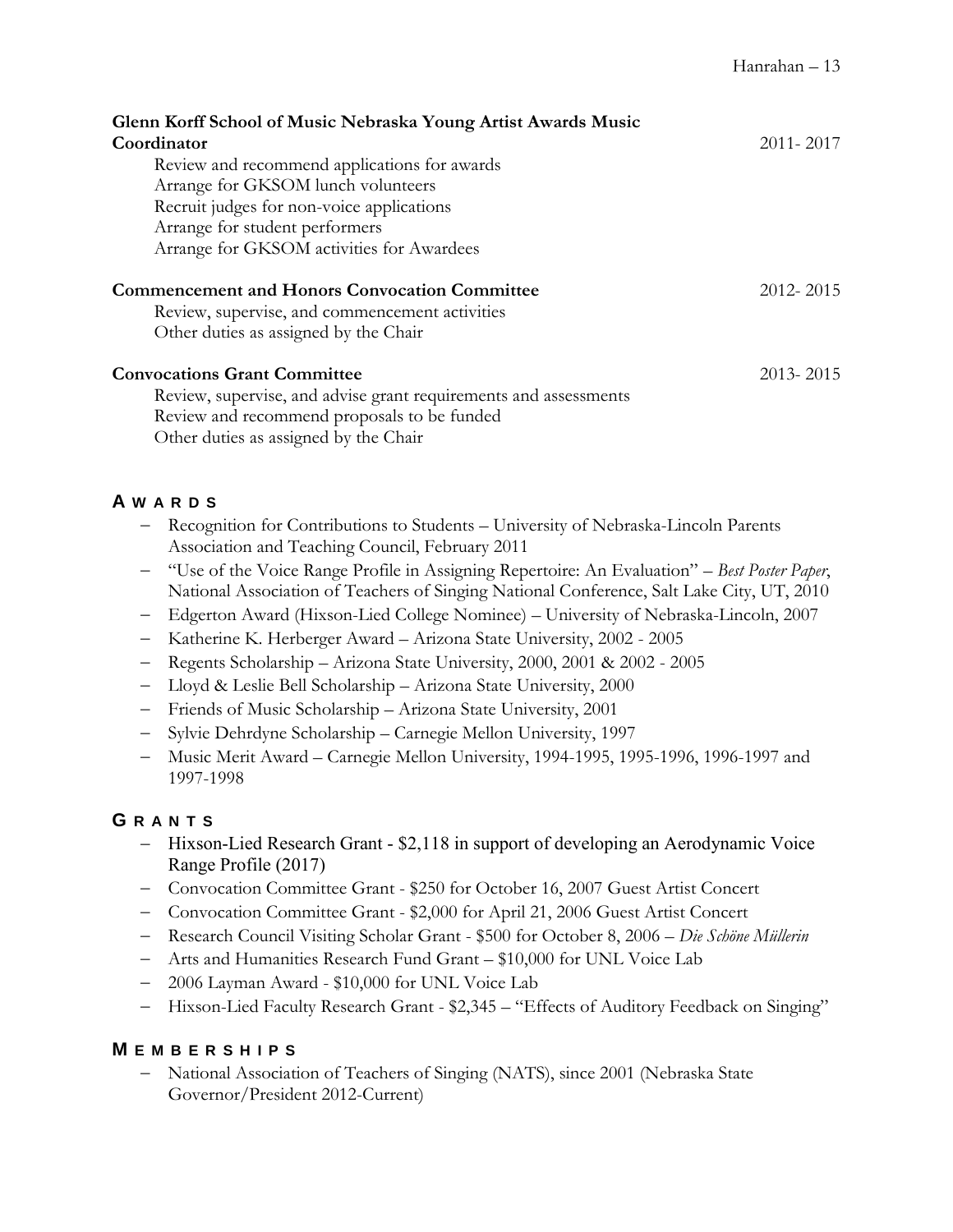**Glenn Korff School of Music Nebraska Young Artist Awards Music Coordinator** 2011- 2017

Review and recommend applications for awards
Arrange for GKSOM lunch volunteers
Recruit judges for non-voice applications
Arrange for student performers
Arrange for GKSOM activities for Awardees

**Commencement and Honors Convocation Committee** 2012- 2015

Review, supervise, and commencement activities
Other duties as assigned by the Chair

**Convocations Grant Committee** 2013- 2015

Review, supervise, and advise grant requirements and assessments
Review and recommend proposals to be funded
Other duties as assigned by the Chair

## AWARDS

- Recognition for Contributions to Students – University of Nebraska-Lincoln Parents Association and Teaching Council, February 2011
- "Use of the Voice Range Profile in Assigning Repertoire: An Evaluation" – *Best Poster Paper*, National Association of Teachers of Singing National Conference, Salt Lake City, UT, 2010
- Edgerton Award (Hixson-Lied College Nominee) – University of Nebraska-Lincoln, 2007
- Katherine K. Herberger Award – Arizona State University, 2002 - 2005
- Regents Scholarship – Arizona State University, 2000, 2001 & 2002 - 2005
- Lloyd & Leslie Bell Scholarship – Arizona State University, 2000
- Friends of Music Scholarship – Arizona State University, 2001
- Sylvie Dehrdyne Scholarship – Carnegie Mellon University, 1997
- Music Merit Award – Carnegie Mellon University, 1994-1995, 1995-1996, 1996-1997 and 1997-1998

## GRANTS

- Hixson-Lied Research Grant - $2,118 in support of developing an Aerodynamic Voice Range Profile (2017)
- Convocation Committee Grant - $250 for October 16, 2007 Guest Artist Concert
- Convocation Committee Grant - $2,000 for April 21, 2006 Guest Artist Concert
- Research Council Visiting Scholar Grant - $500 for October 8, 2006 – *Die Schöne Müllerin*
- Arts and Humanities Research Fund Grant – $10,000 for UNL Voice Lab
- 2006 Layman Award - $10,000 for UNL Voice Lab
- Hixson-Lied Faculty Research Grant - $2,345 – "Effects of Auditory Feedback on Singing"

## MEMBERSHIPS

- National Association of Teachers of Singing (NATS), since 2001 (Nebraska State Governor/President 2012-Current)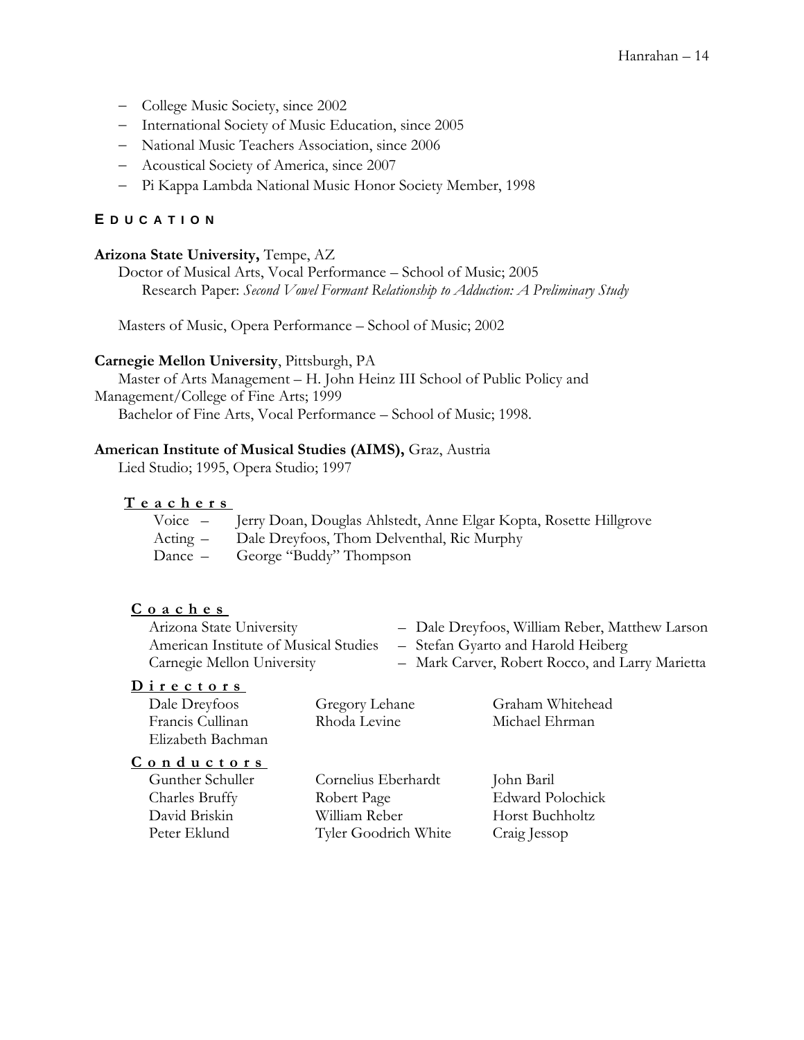- College Music Society, since 2002
- International Society of Music Education, since 2005
- National Music Teachers Association, since 2006
- Acoustical Society of America, since 2007
- Pi Kappa Lambda National Music Honor Society Member, 1998

## EDUCATION

**Arizona State University,** Tempe, AZ

Doctor of Musical Arts, Vocal Performance – School of Music; 2005

Research Paper: *Second Vowel Formant Relationship to Adduction: A Preliminary Study*

Masters of Music, Opera Performance – School of Music; 2002

**Carnegie Mellon University**, Pittsburgh, PA

Master of Arts Management – H. John Heinz III School of Public Policy and Management/College of Fine Arts; 1999

Bachelor of Fine Arts, Vocal Performance – School of Music; 1998.

**American Institute of Musical Studies (AIMS),** Graz, Austria

Lied Studio; 1995, Opera Studio; 1997

### Teachers

Voice – Jerry Doan, Douglas Ahlstedt, Anne Elgar Kopta, Rosette Hillgrove

Acting – Dale Dreyfoos, Thom Delventhal, Ric Murphy

Dance – George "Buddy" Thompson

### Coaches

Arizona State University – Dale Dreyfoos, William Reber, Matthew Larson

American Institute of Musical Studies – Stefan Gyarto and Harold Heiberg

Carnegie Mellon University – Mark Carver, Robert Rocco, and Larry Marietta

### Directors

| | | |
|---|---|---|
| Dale Dreyfoos | Gregory Lehane | Graham Whitehead |
| Francis Cullinan | Rhoda Levine | Michael Ehrman |
| Elizabeth Bachman | | |

### Conductors

| | | |
|---|---|---|
| Gunther Schuller | Cornelius Eberhardt | John Baril |
| Charles Bruffy | Robert Page | Edward Polochick |
| David Briskin | William Reber | Horst Buchholtz |
| Peter Eklund | Tyler Goodrich White | Craig Jessop |